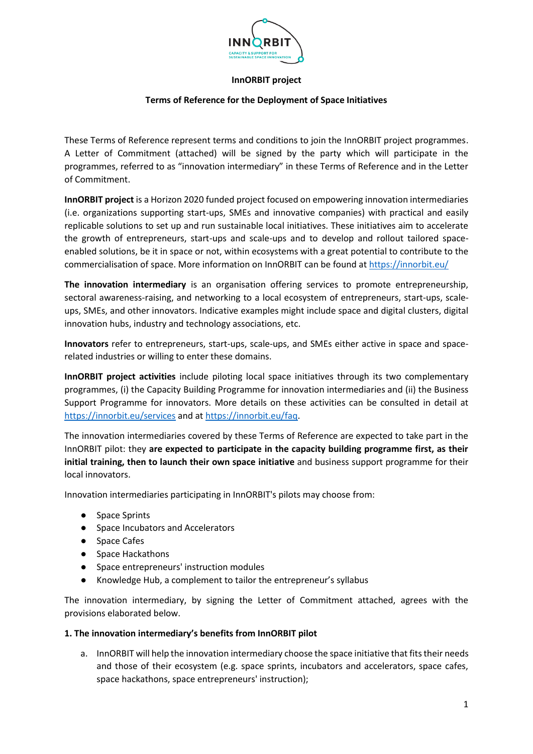**InnORBIT project**

**Terms of Reference for the Deployment of Space Initiatives**

These Terms of Reference represent terms and conditions to join the InnORBIT project programmes. A Letter of Commitment (attached) will be signed by the party which will participate in the programmes, referred to as "innovation intermediary" in these Terms of Reference and in the Letter of Commitment.

**InnORBIT project** is a Horizon 2020 funded project focused on empowering innovation intermediaries (i.e. organizations supporting start-ups, SMEs and innovative companies) with practical and easily replicable solutions to set up and run sustainable local initiatives. These initiatives aim to accelerate the growth of entrepreneurs, start-ups and scale-ups and to develop and rollout tailored space-enabled solutions, be it in space or not, within ecosystems with a great potential to contribute to the commercialisation of space. More information on InnORBIT can be found at https://innorbit.eu/

**The innovation intermediary** is an organisation offering services to promote entrepreneurship, sectoral awareness-raising, and networking to a local ecosystem of entrepreneurs, start-ups, scale-ups, SMEs, and other innovators. Indicative examples might include space and digital clusters, digital innovation hubs, industry and technology associations, etc.

**Innovators** refer to entrepreneurs, start-ups, scale-ups, and SMEs either active in space and space-related industries or willing to enter these domains.

**InnORBIT project activities** include piloting local space initiatives through its two complementary programmes, (i) the Capacity Building Programme for innovation intermediaries and (ii) the Business Support Programme for innovators. More details on these activities can be consulted in detail at https://innorbit.eu/services and at https://innorbit.eu/faq.

The innovation intermediaries covered by these Terms of Reference are expected to take part in the InnORBIT pilot: they **are expected to participate in the capacity building programme first, as their initial training, then to launch their own space initiative** and business support programme for their local innovators.

Innovation intermediaries participating in InnORBIT's pilots may choose from:

- Space Sprints
- Space Incubators and Accelerators
- Space Cafes
- Space Hackathons
- Space entrepreneurs' instruction modules
- Knowledge Hub, a complement to tailor the entrepreneur's syllabus

The innovation intermediary, by signing the Letter of Commitment attached, agrees with the provisions elaborated below.

**1. The innovation intermediary's benefits from InnORBIT pilot**

a. InnORBIT will help the innovation intermediary choose the space initiative that fits their needs and those of their ecosystem (e.g. space sprints, incubators and accelerators, space cafes, space hackathons, space entrepreneurs' instruction);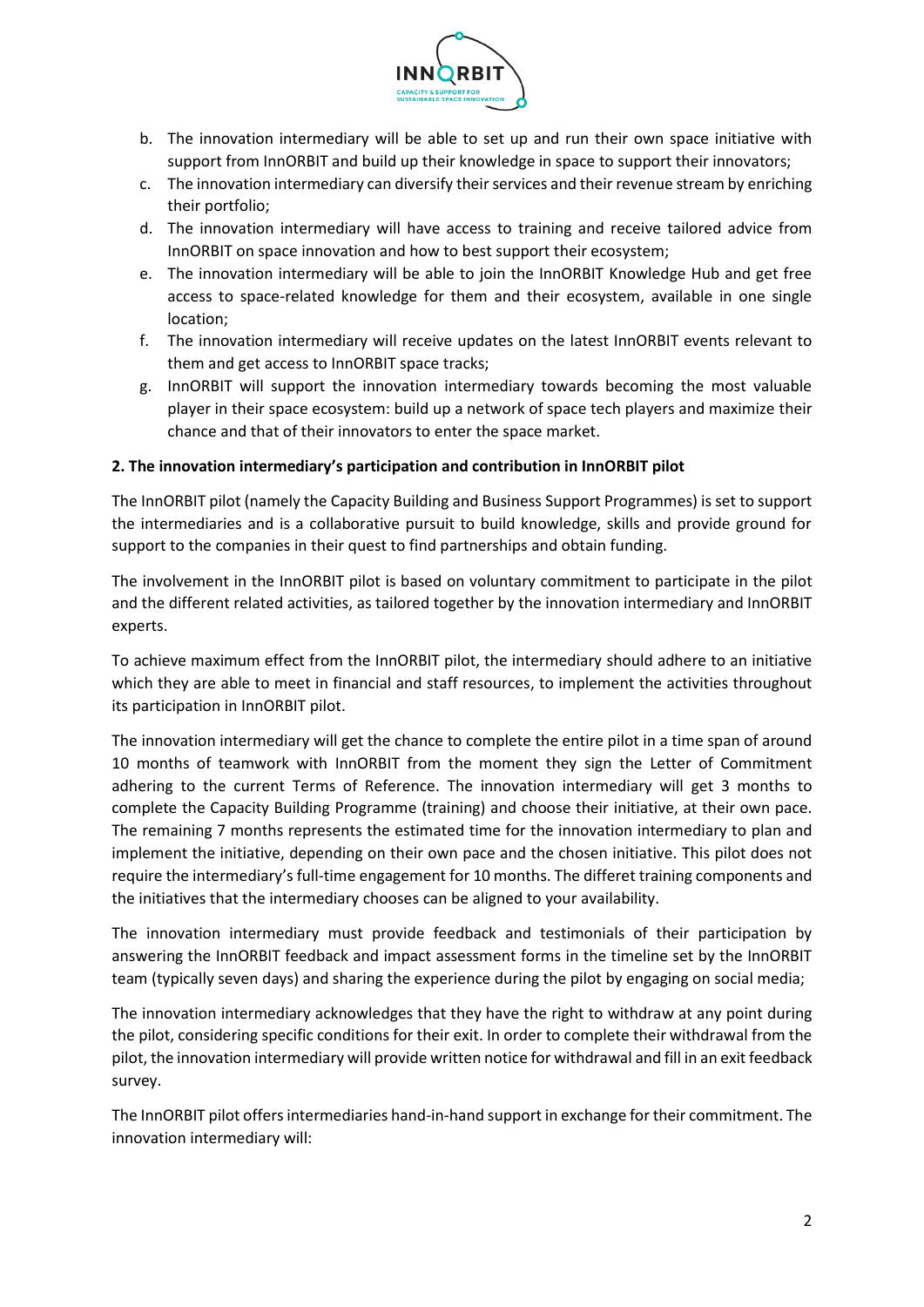b. The innovation intermediary will be able to set up and run their own space initiative with support from InnORBIT and build up their knowledge in space to support their innovators;
c. The innovation intermediary can diversify their services and their revenue stream by enriching their portfolio;
d. The innovation intermediary will have access to training and receive tailored advice from InnORBIT on space innovation and how to best support their ecosystem;
e. The innovation intermediary will be able to join the InnORBIT Knowledge Hub and get free access to space-related knowledge for them and their ecosystem, available in one single location;
f. The innovation intermediary will receive updates on the latest InnORBIT events relevant to them and get access to InnORBIT space tracks;
g. InnORBIT will support the innovation intermediary towards becoming the most valuable player in their space ecosystem: build up a network of space tech players and maximize their chance and that of their innovators to enter the space market.

**2. The innovation intermediary's participation and contribution in InnORBIT pilot**

The InnORBIT pilot (namely the Capacity Building and Business Support Programmes) is set to support the intermediaries and is a collaborative pursuit to build knowledge, skills and provide ground for support to the companies in their quest to find partnerships and obtain funding.

The involvement in the InnORBIT pilot is based on voluntary commitment to participate in the pilot and the different related activities, as tailored together by the innovation intermediary and InnORBIT experts.

To achieve maximum effect from the InnORBIT pilot, the intermediary should adhere to an initiative which they are able to meet in financial and staff resources, to implement the activities throughout its participation in InnORBIT pilot.

The innovation intermediary will get the chance to complete the entire pilot in a time span of around 10 months of teamwork with InnORBIT from the moment they sign the Letter of Commitment adhering to the current Terms of Reference. The innovation intermediary will get 3 months to complete the Capacity Building Programme (training) and choose their initiative, at their own pace. The remaining 7 months represents the estimated time for the innovation intermediary to plan and implement the initiative, depending on their own pace and the chosen initiative. This pilot does not require the intermediary's full-time engagement for 10 months. The differet training components and the initiatives that the intermediary chooses can be aligned to your availability.

The innovation intermediary must provide feedback and testimonials of their participation by answering the InnORBIT feedback and impact assessment forms in the timeline set by the InnORBIT team (typically seven days) and sharing the experience during the pilot by engaging on social media;

The innovation intermediary acknowledges that they have the right to withdraw at any point during the pilot, considering specific conditions for their exit. In order to complete their withdrawal from the pilot, the innovation intermediary will provide written notice for withdrawal and fill in an exit feedback survey.

The InnORBIT pilot offers intermediaries hand-in-hand support in exchange for their commitment. The innovation intermediary will: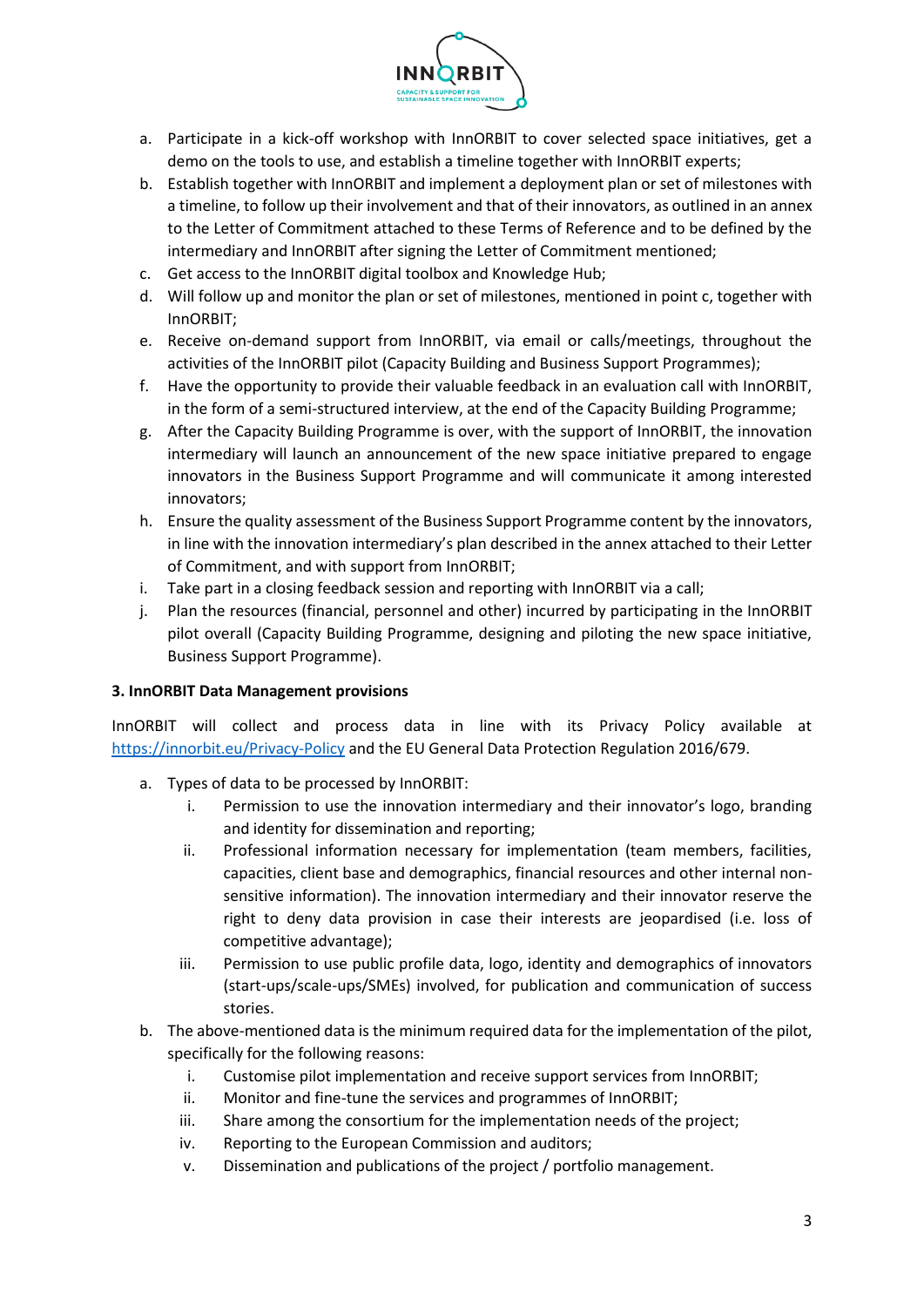a. Participate in a kick-off workshop with InnORBIT to cover selected space initiatives, get a demo on the tools to use, and establish a timeline together with InnORBIT experts;
b. Establish together with InnORBIT and implement a deployment plan or set of milestones with a timeline, to follow up their involvement and that of their innovators, as outlined in an annex to the Letter of Commitment attached to these Terms of Reference and to be defined by the intermediary and InnORBIT after signing the Letter of Commitment mentioned;
c. Get access to the InnORBIT digital toolbox and Knowledge Hub;
d. Will follow up and monitor the plan or set of milestones, mentioned in point c, together with InnORBIT;
e. Receive on-demand support from InnORBIT, via email or calls/meetings, throughout the activities of the InnORBIT pilot (Capacity Building and Business Support Programmes);
f. Have the opportunity to provide their valuable feedback in an evaluation call with InnORBIT, in the form of a semi-structured interview, at the end of the Capacity Building Programme;
g. After the Capacity Building Programme is over, with the support of InnORBIT, the innovation intermediary will launch an announcement of the new space initiative prepared to engage innovators in the Business Support Programme and will communicate it among interested innovators;
h. Ensure the quality assessment of the Business Support Programme content by the innovators, in line with the innovation intermediary's plan described in the annex attached to their Letter of Commitment, and with support from InnORBIT;
i. Take part in a closing feedback session and reporting with InnORBIT via a call;
j. Plan the resources (financial, personnel and other) incurred by participating in the InnORBIT pilot overall (Capacity Building Programme, designing and piloting the new space initiative, Business Support Programme).

**3. InnORBIT Data Management provisions**

InnORBIT will collect and process data in line with its Privacy Policy available at https://innorbit.eu/Privacy-Policy and the EU General Data Protection Regulation 2016/679.

a. Types of data to be processed by InnORBIT:
   i. Permission to use the innovation intermediary and their innovator's logo, branding and identity for dissemination and reporting;
   ii. Professional information necessary for implementation (team members, facilities, capacities, client base and demographics, financial resources and other internal non-sensitive information). The innovation intermediary and their innovator reserve the right to deny data provision in case their interests are jeopardised (i.e. loss of competitive advantage);
   iii. Permission to use public profile data, logo, identity and demographics of innovators (start-ups/scale-ups/SMEs) involved, for publication and communication of success stories.
b. The above-mentioned data is the minimum required data for the implementation of the pilot, specifically for the following reasons:
   i. Customise pilot implementation and receive support services from InnORBIT;
   ii. Monitor and fine-tune the services and programmes of InnORBIT;
   iii. Share among the consortium for the implementation needs of the project;
   iv. Reporting to the European Commission and auditors;
   v. Dissemination and publications of the project / portfolio management.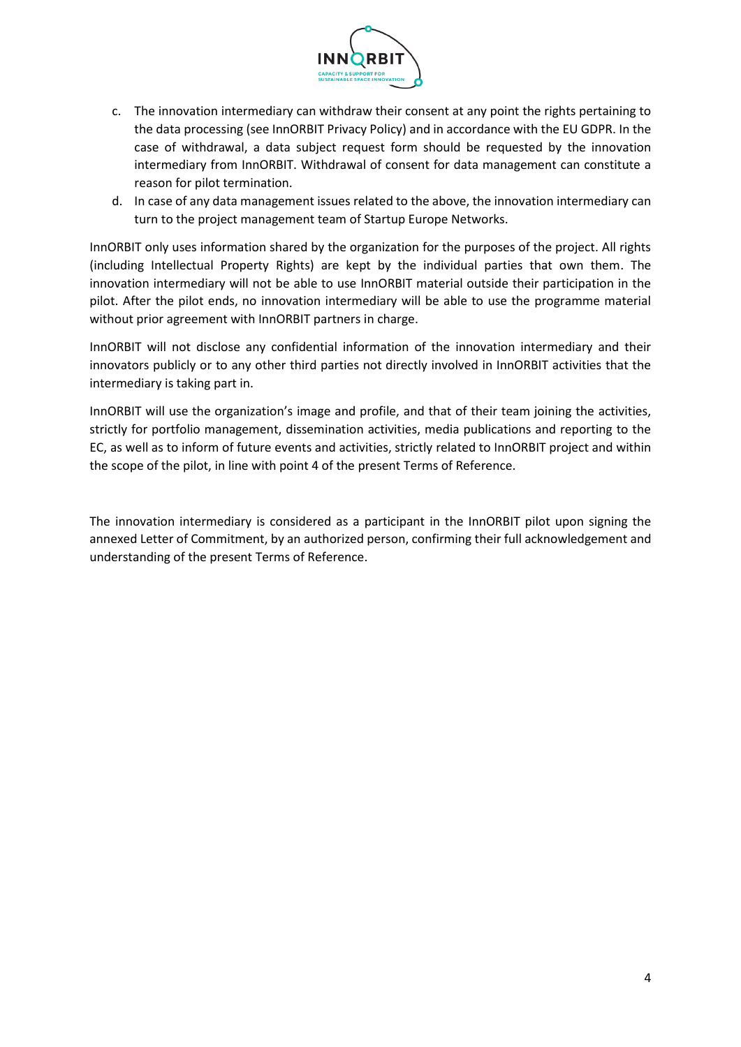c. The innovation intermediary can withdraw their consent at any point the rights pertaining to the data processing (see InnORBIT Privacy Policy) and in accordance with the EU GDPR. In the case of withdrawal, a data subject request form should be requested by the innovation intermediary from InnORBIT. Withdrawal of consent for data management can constitute a reason for pilot termination.

d. In case of any data management issues related to the above, the innovation intermediary can turn to the project management team of Startup Europe Networks.

InnORBIT only uses information shared by the organization for the purposes of the project. All rights (including Intellectual Property Rights) are kept by the individual parties that own them. The innovation intermediary will not be able to use InnORBIT material outside their participation in the pilot. After the pilot ends, no innovation intermediary will be able to use the programme material without prior agreement with InnORBIT partners in charge.

InnORBIT will not disclose any confidential information of the innovation intermediary and their innovators publicly or to any other third parties not directly involved in InnORBIT activities that the intermediary is taking part in.

InnORBIT will use the organization's image and profile, and that of their team joining the activities, strictly for portfolio management, dissemination activities, media publications and reporting to the EC, as well as to inform of future events and activities, strictly related to InnORBIT project and within the scope of the pilot, in line with point 4 of the present Terms of Reference.

The innovation intermediary is considered as a participant in the InnORBIT pilot upon signing the annexed Letter of Commitment, by an authorized person, confirming their full acknowledgement and understanding of the present Terms of Reference.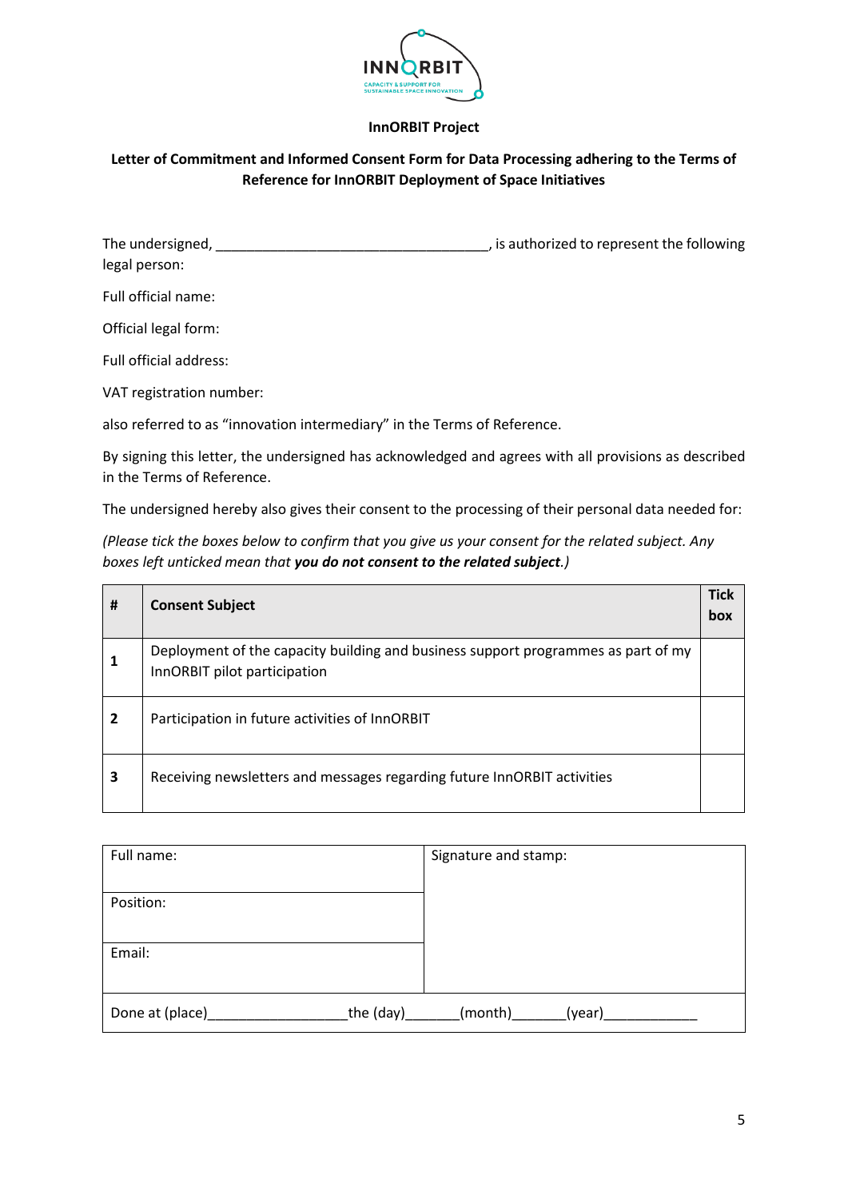**InnORBIT Project**

**Letter of Commitment and Informed Consent Form for Data Processing adhering to the Terms of Reference for InnORBIT Deployment of Space Initiatives**

The undersigned, ___________________________________, is authorized to represent the following legal person:

Full official name:

Official legal form:

Full official address:

VAT registration number:

also referred to as "innovation intermediary" in the Terms of Reference.

By signing this letter, the undersigned has acknowledged and agrees with all provisions as described in the Terms of Reference.

The undersigned hereby also gives their consent to the processing of their personal data needed for:

*(Please tick the boxes below to confirm that you give us your consent for the related subject. Any boxes left unticked mean that **you do not consent to the related subject**.)*

| # | Consent Subject | Tick box |
|---|---|---|
| **1** | Deployment of the capacity building and business support programmes as part of my InnORBIT pilot participation | |
| **2** | Participation in future activities of InnORBIT | |
| **3** | Receiving newsletters and messages regarding future InnORBIT activities | |

| | |
|---|---|
| Full name: | Signature and stamp: |
| Position: | |
| Email: | |
| Done at (place)_________________the (day)_______(month)_______(year)____________ | |